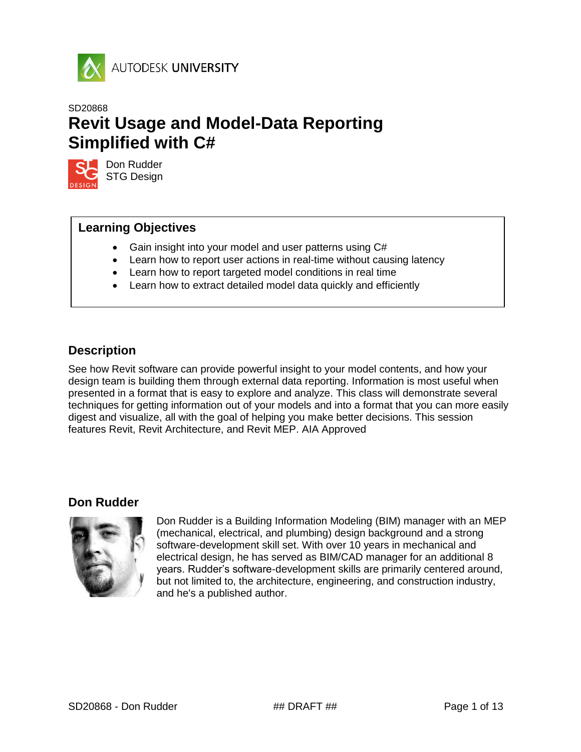AUTODESK UNIVERSITY

SD20868

# Revit Usage and Model-Data Reporting Simplified with C#

Don Rudder
STG Design

## Learning Objectives

- Gain insight into your model and user patterns using C#
- Learn how to report user actions in real-time without causing latency
- Learn how to report targeted model conditions in real time
- Learn how to extract detailed model data quickly and efficiently

## Description

See how Revit software can provide powerful insight to your model contents, and how your design team is building them through external data reporting. Information is most useful when presented in a format that is easy to explore and analyze. This class will demonstrate several techniques for getting information out of your models and into a format that you can more easily digest and visualize, all with the goal of helping you make better decisions. This session features Revit, Revit Architecture, and Revit MEP. AIA Approved

## Don Rudder

Don Rudder is a Building Information Modeling (BIM) manager with an MEP (mechanical, electrical, and plumbing) design background and a strong software-development skill set. With over 10 years in mechanical and electrical design, he has served as BIM/CAD manager for an additional 8 years. Rudder's software-development skills are primarily centered around, but not limited to, the architecture, engineering, and construction industry, and he's a published author.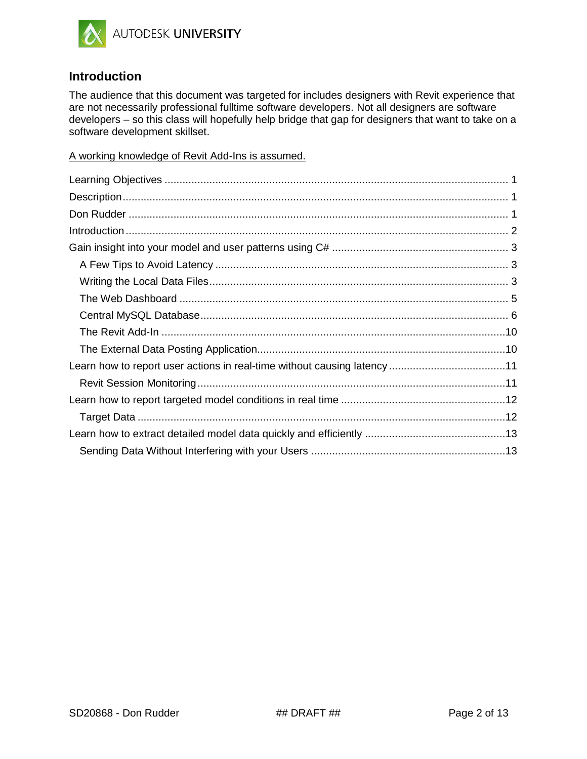## Introduction

The audience that this document was targeted for includes designers with Revit experience that are not necessarily professional fulltime software developers. Not all designers are software developers – so this class will hopefully help bridge that gap for designers that want to take on a software development skillset.

<u>A working knowledge of Revit Add-Ins is assumed.</u>

- Learning Objectives ........ 1
- Description ........ 1
- Don Rudder ........ 1
- Introduction ........ 2
- Gain insight into your model and user patterns using C# ........ 3
  - A Few Tips to Avoid Latency ........ 3
  - Writing the Local Data Files ........ 3
  - The Web Dashboard ........ 5
  - Central MySQL Database ........ 6
  - The Revit Add-In ........ 10
  - The External Data Posting Application ........ 10
- Learn how to report user actions in real-time without causing latency ........ 11
  - Revit Session Monitoring ........ 11
- Learn how to report targeted model conditions in real time ........ 12
  - Target Data ........ 12
- Learn how to extract detailed model data quickly and efficiently ........ 13
  - Sending Data Without Interfering with your Users ........ 13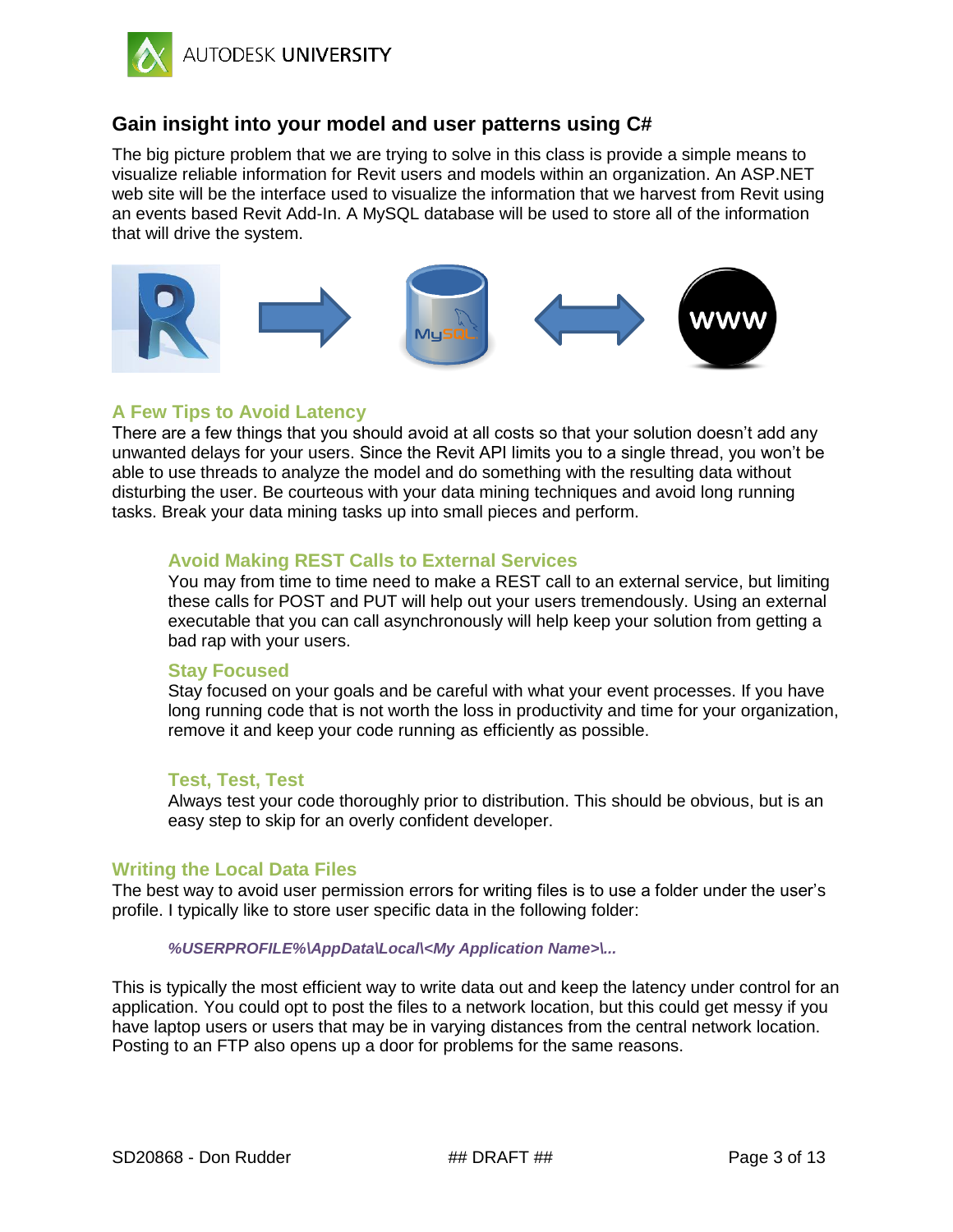## Gain insight into your model and user patterns using C#

The big picture problem that we are trying to solve in this class is provide a simple means to visualize reliable information for Revit users and models within an organization. An ASP.NET web site will be the interface used to visualize the information that we harvest from Revit using an events based Revit Add-In. A MySQL database will be used to store all of the information that will drive the system.

### A Few Tips to Avoid Latency

There are a few things that you should avoid at all costs so that your solution doesn't add any unwanted delays for your users. Since the Revit API limits you to a single thread, you won't be able to use threads to analyze the model and do something with the resulting data without disturbing the user. Be courteous with your data mining techniques and avoid long running tasks. Break your data mining tasks up into small pieces and perform.

#### Avoid Making REST Calls to External Services

You may from time to time need to make a REST call to an external service, but limiting these calls for POST and PUT will help out your users tremendously. Using an external executable that you can call asynchronously will help keep your solution from getting a bad rap with your users.

#### Stay Focused

Stay focused on your goals and be careful with what your event processes. If you have long running code that is not worth the loss in productivity and time for your organization, remove it and keep your code running as efficiently as possible.

#### Test, Test, Test

Always test your code thoroughly prior to distribution. This should be obvious, but is an easy step to skip for an overly confident developer.

### Writing the Local Data Files

The best way to avoid user permission errors for writing files is to use a folder under the user's profile. I typically like to store user specific data in the following folder:

***%USERPROFILE%\AppData\Local\<My Application Name>\...***

This is typically the most efficient way to write data out and keep the latency under control for an application. You could opt to post the files to a network location, but this could get messy if you have laptop users or users that may be in varying distances from the central network location. Posting to an FTP also opens up a door for problems for the same reasons.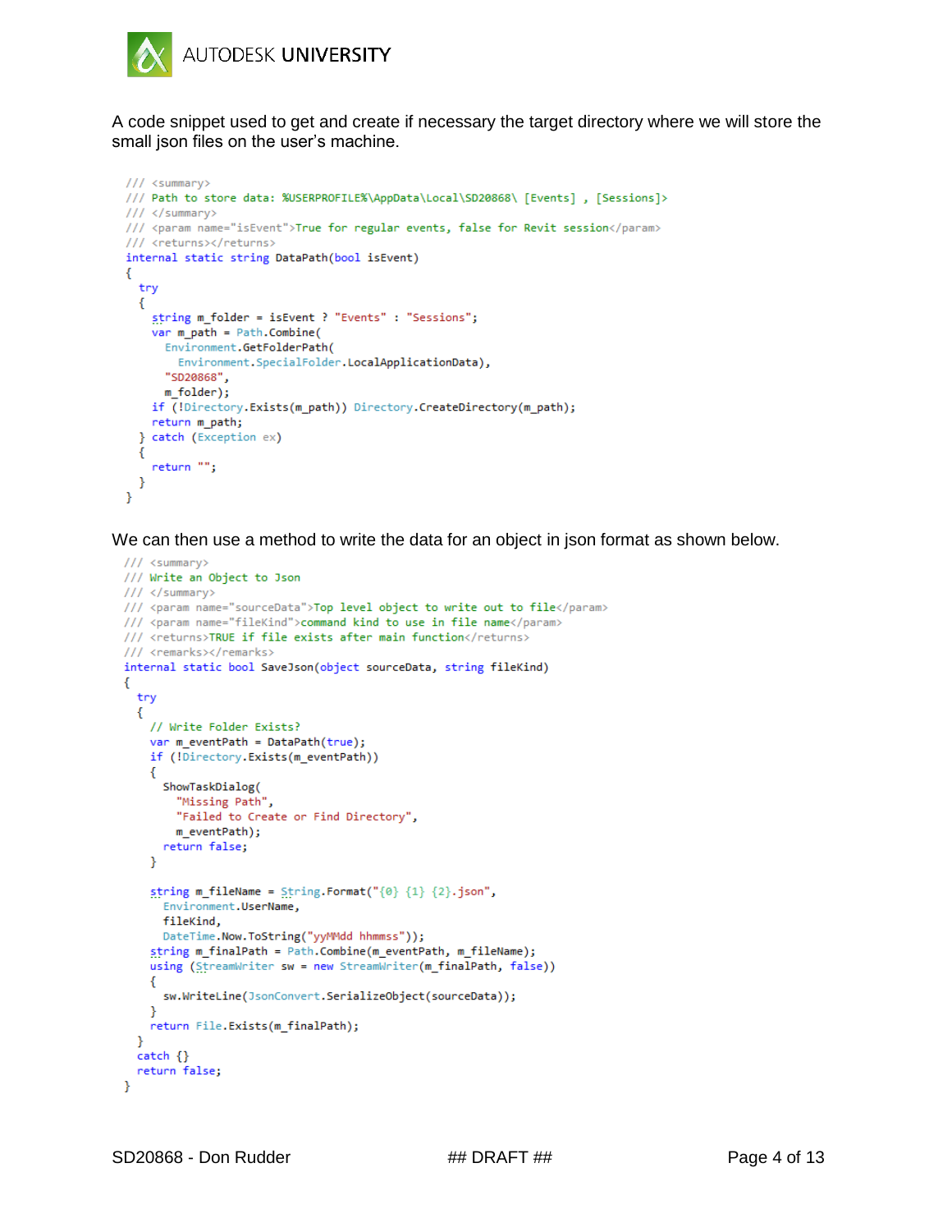A code snippet used to get and create if necessary the target directory where we will store the small json files on the user's machine.

```
/// <summary>
/// Path to store data: %USERPROFILE%\AppData\Local\SD20868\ [Events] , [Sessions]>
/// </summary>
/// <param name="isEvent">True for regular events, false for Revit session</param>
/// <returns></returns>
internal static string DataPath(bool isEvent)
{
  try
  {
    string m_folder = isEvent ? "Events" : "Sessions";
    var m_path = Path.Combine(
      Environment.GetFolderPath(
        Environment.SpecialFolder.LocalApplicationData),
      "SD20868",
      m_folder);
    if (!Directory.Exists(m_path)) Directory.CreateDirectory(m_path);
    return m_path;
  } catch (Exception ex)
  {
    return "";
  }
}
```

We can then use a method to write the data for an object in json format as shown below.

```
/// <summary>
/// Write an Object to Json
/// </summary>
/// <param name="sourceData">Top level object to write out to file</param>
/// <param name="fileKind">command kind to use in file name</param>
/// <returns>TRUE if file exists after main function</returns>
/// <remarks></remarks>
internal static bool SaveJson(object sourceData, string fileKind)
{
  try
  {
    // Write Folder Exists?
    var m_eventPath = DataPath(true);
    if (!Directory.Exists(m_eventPath))
    {
      ShowTaskDialog(
        "Missing Path",
        "Failed to Create or Find Directory",
        m_eventPath);
      return false;
    }

    string m_fileName = String.Format("{0} {1} {2}.json",
      Environment.UserName,
      fileKind,
      DateTime.Now.ToString("yyMMdd hhmmss"));
    string m_finalPath = Path.Combine(m_eventPath, m_fileName);
    using (StreamWriter sw = new StreamWriter(m_finalPath, false))
    {
      sw.WriteLine(JsonConvert.SerializeObject(sourceData));
    }
    return File.Exists(m_finalPath);
  }
  catch {}
  return false;
}
```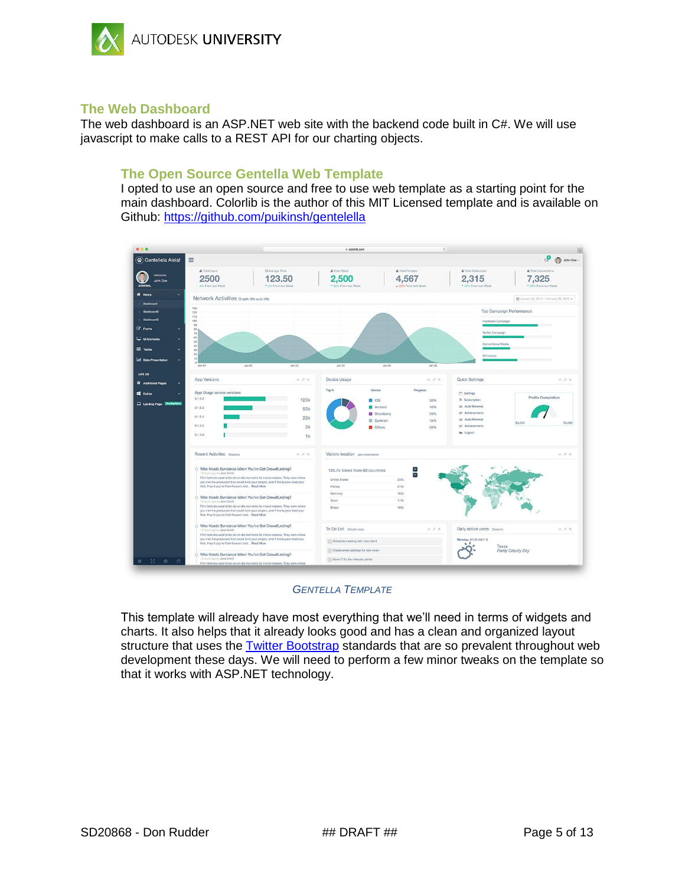## The Web Dashboard

The web dashboard is an ASP.NET web site with the backend code built in C#. We will use javascript to make calls to a REST API for our charting objects.

### The Open Source Gentella Web Template

I opted to use an open source and free to use web template as a starting point for the main dashboard. Colorlib is the author of this MIT Licensed template and is available on Github: [https://github.com/puikinsh/gentelella](https://github.com/puikinsh/gentelella)

GENTELLA TEMPLATE

This template will already have most everything that we'll need in terms of widgets and charts. It also helps that it already looks good and has a clean and organized layout structure that uses the [Twitter Bootstrap](#) standards that are so prevalent throughout web development these days. We will need to perform a few minor tweaks on the template so that it works with ASP.NET technology.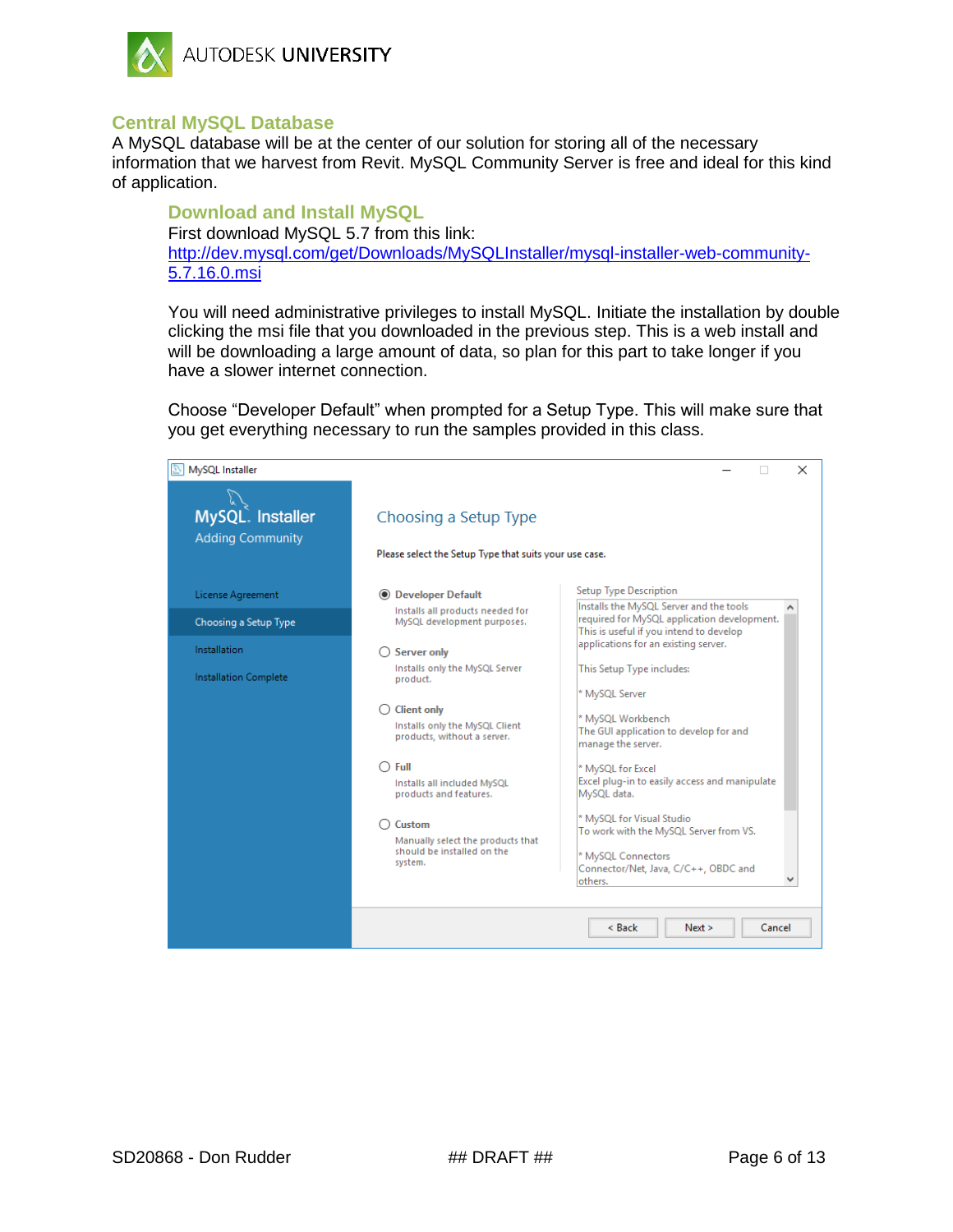## Central MySQL Database

A MySQL database will be at the center of our solution for storing all of the necessary information that we harvest from Revit. MySQL Community Server is free and ideal for this kind of application.

### Download and Install MySQL

First download MySQL 5.7 from this link:
http://dev.mysql.com/get/Downloads/MySQLInstaller/mysql-installer-web-community-5.7.16.0.msi

You will need administrative privileges to install MySQL. Initiate the installation by double clicking the msi file that you downloaded in the previous step. This is a web install and will be downloading a large amount of data, so plan for this part to take longer if you have a slower internet connection.

Choose "Developer Default" when prompted for a Setup Type. This will make sure that you get everything necessary to run the samples provided in this class.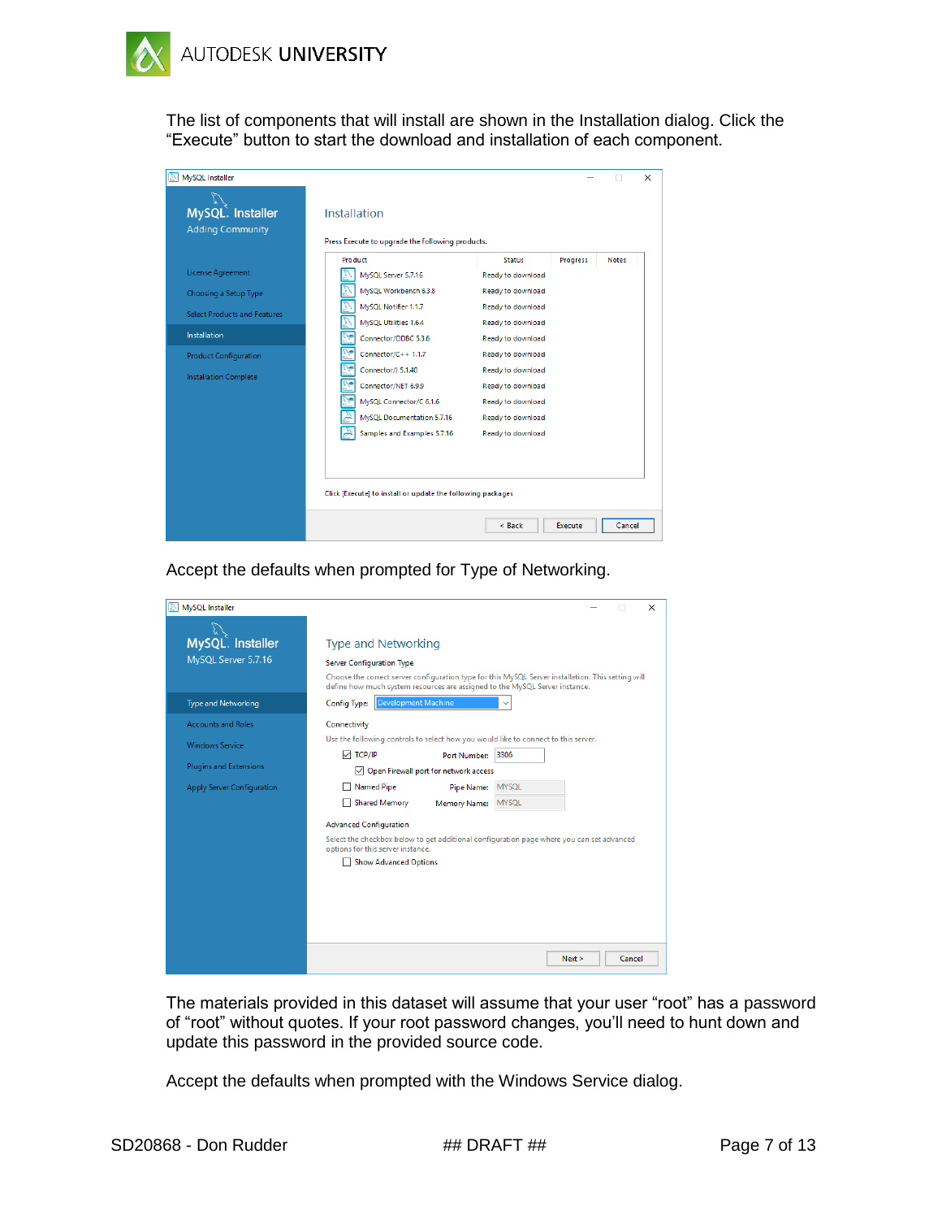The list of components that will install are shown in the Installation dialog. Click the "Execute" button to start the download and installation of each component.

Accept the defaults when prompted for Type of Networking.

The materials provided in this dataset will assume that your user "root" has a password of "root" without quotes. If your root password changes, you'll need to hunt down and update this password in the provided source code.

Accept the defaults when prompted with the Windows Service dialog.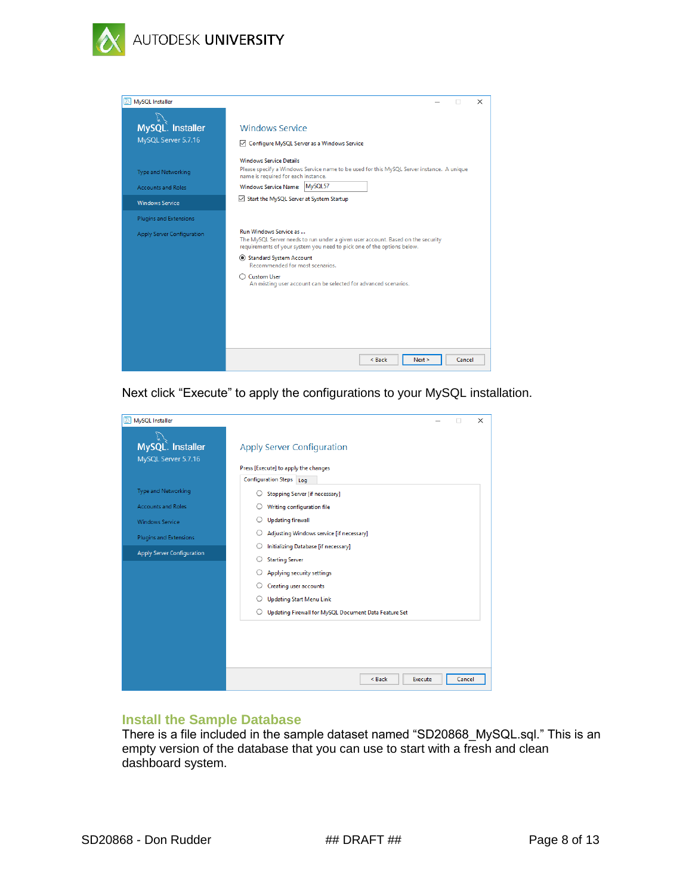Next click “Execute” to apply the configurations to your MySQL installation.

## Install the Sample Database

There is a file included in the sample dataset named “SD20868_MySQL.sql.” This is an empty version of the database that you can use to start with a fresh and clean dashboard system.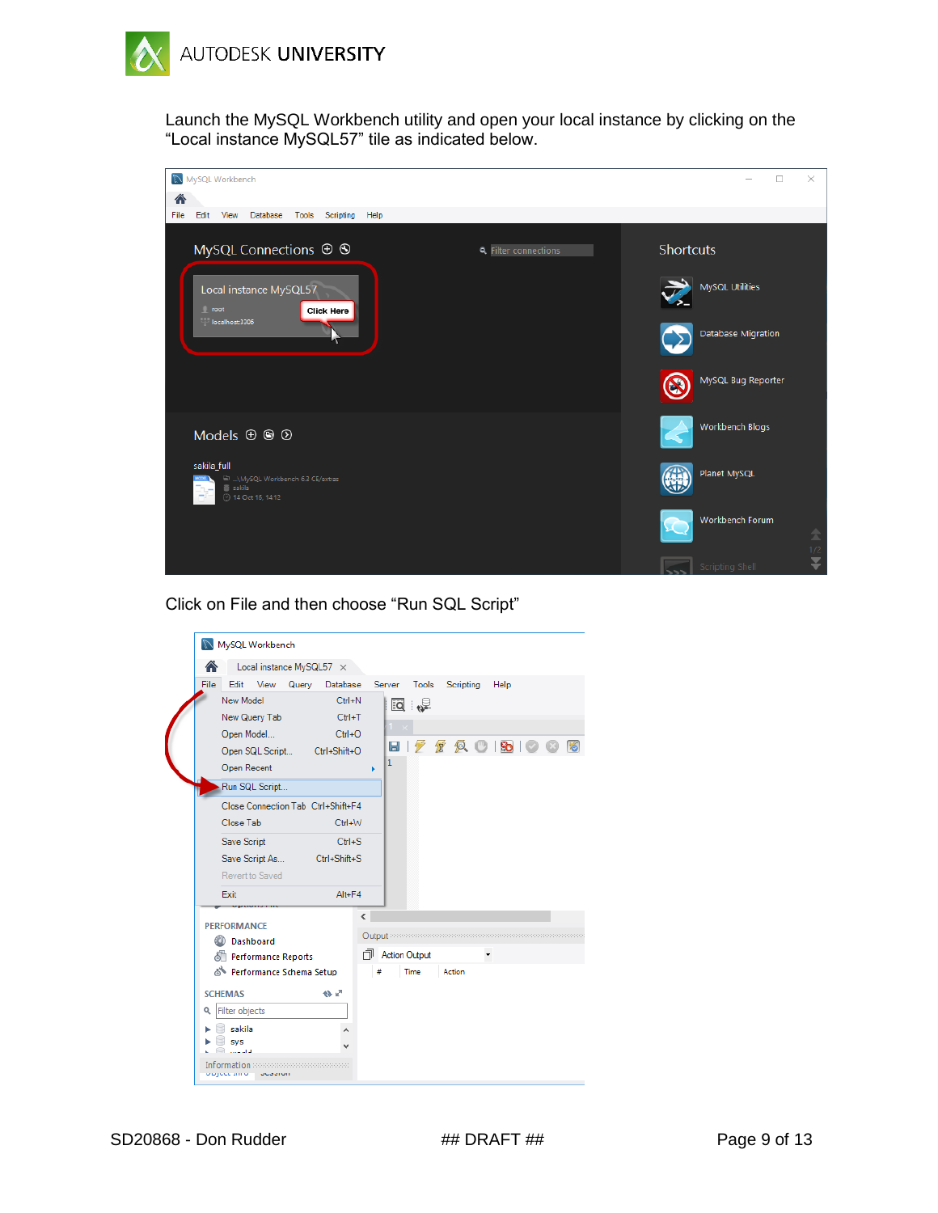Launch the MySQL Workbench utility and open your local instance by clicking on the "Local instance MySQL57" tile as indicated below.

Click on File and then choose "Run SQL Script"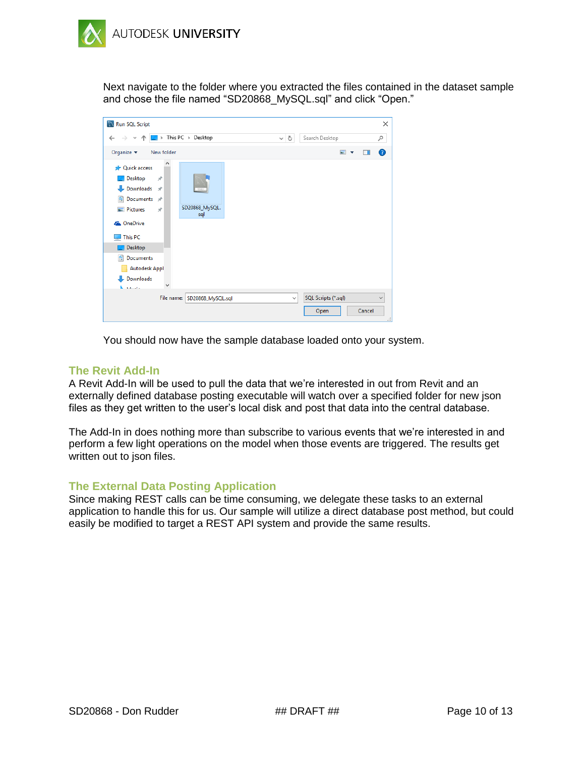Next navigate to the folder where you extracted the files contained in the dataset sample and chose the file named “SD20868_MySQL.sql” and click “Open.”

You should now have the sample database loaded onto your system.

## The Revit Add-In

A Revit Add-In will be used to pull the data that we’re interested in out from Revit and an externally defined database posting executable will watch over a specified folder for new json files as they get written to the user’s local disk and post that data into the central database.

The Add-In in does nothing more than subscribe to various events that we’re interested in and perform a few light operations on the model when those events are triggered. The results get written out to json files.

## The External Data Posting Application

Since making REST calls can be time consuming, we delegate these tasks to an external application to handle this for us. Our sample will utilize a direct database post method, but could easily be modified to target a REST API system and provide the same results.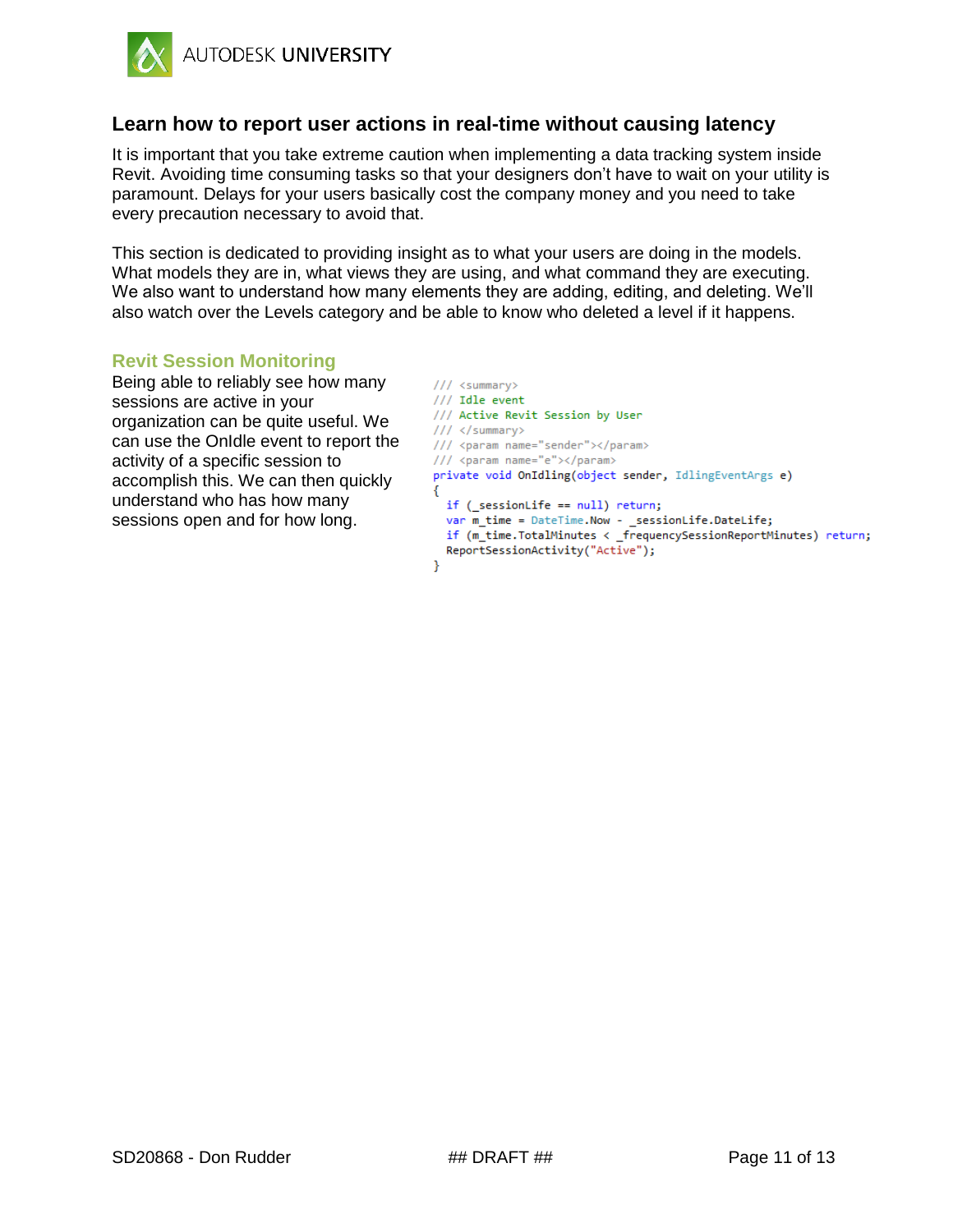## Learn how to report user actions in real-time without causing latency

It is important that you take extreme caution when implementing a data tracking system inside Revit. Avoiding time consuming tasks so that your designers don't have to wait on your utility is paramount. Delays for your users basically cost the company money and you need to take every precaution necessary to avoid that.

This section is dedicated to providing insight as to what your users are doing in the models. What models they are in, what views they are using, and what command they are executing. We also want to understand how many elements they are adding, editing, and deleting. We'll also watch over the Levels category and be able to know who deleted a level if it happens.

### Revit Session Monitoring

Being able to reliably see how many sessions are active in your organization can be quite useful. We can use the OnIdle event to report the activity of a specific session to accomplish this. We can then quickly understand who has how many sessions open and for how long.

```
/// <summary>
/// Idle event
/// Active Revit Session by User
/// </summary>
/// <param name="sender"></param>
/// <param name="e"></param>
private void OnIdling(object sender, IdlingEventArgs e)
{
  if (_sessionLife == null) return;
  var m_time = DateTime.Now - _sessionLife.DateLife;
  if (m_time.TotalMinutes < _frequencySessionReportMinutes) return;
  ReportSessionActivity("Active");
}
```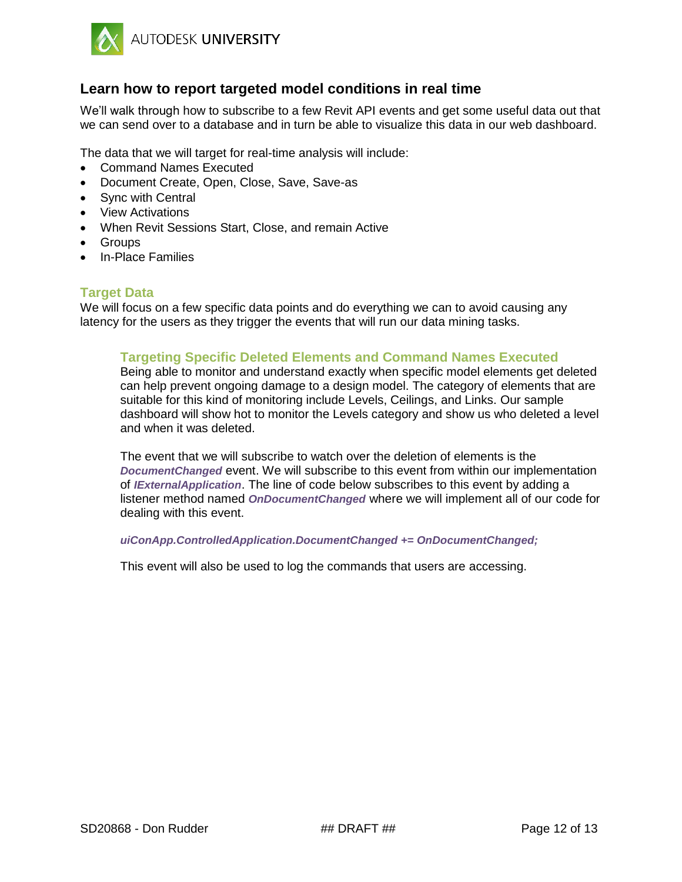## Learn how to report targeted model conditions in real time

We'll walk through how to subscribe to a few Revit API events and get some useful data out that we can send over to a database and in turn be able to visualize this data in our web dashboard.

The data that we will target for real-time analysis will include:

- Command Names Executed
- Document Create, Open, Close, Save, Save-as
- Sync with Central
- View Activations
- When Revit Sessions Start, Close, and remain Active
- Groups
- In-Place Families

### Target Data

We will focus on a few specific data points and do everything we can to avoid causing any latency for the users as they trigger the events that will run our data mining tasks.

#### Targeting Specific Deleted Elements and Command Names Executed

Being able to monitor and understand exactly when specific model elements get deleted can help prevent ongoing damage to a design model. The category of elements that are suitable for this kind of monitoring include Levels, Ceilings, and Links. Our sample dashboard will show hot to monitor the Levels category and show us who deleted a level and when it was deleted.

The event that we will subscribe to watch over the deletion of elements is the ***DocumentChanged*** event. We will subscribe to this event from within our implementation of ***IExternalApplication***. The line of code below subscribes to this event by adding a listener method named ***OnDocumentChanged*** where we will implement all of our code for dealing with this event.

```
uiConApp.ControlledApplication.DocumentChanged += OnDocumentChanged;
```

This event will also be used to log the commands that users are accessing.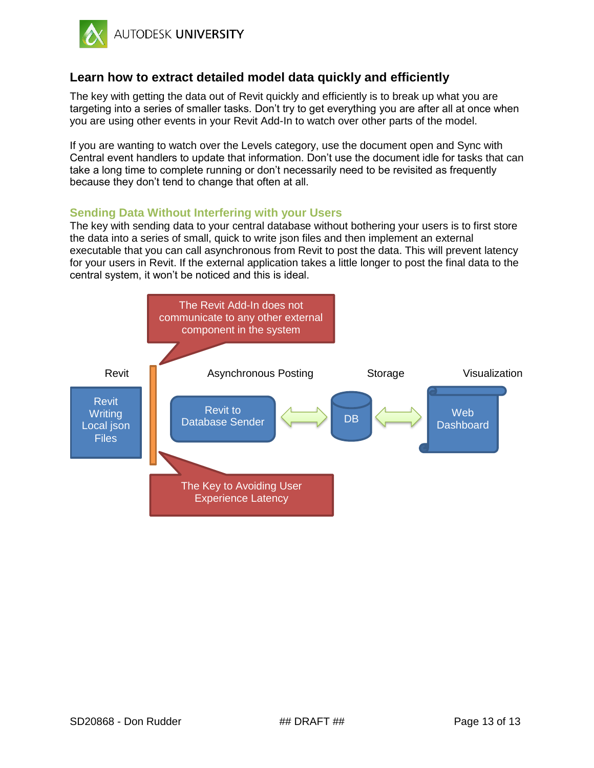## Learn how to extract detailed model data quickly and efficiently

The key with getting the data out of Revit quickly and efficiently is to break up what you are targeting into a series of smaller tasks. Don't try to get everything you are after all at once when you are using other events in your Revit Add-In to watch over other parts of the model.

If you are wanting to watch over the Levels category, use the document open and Sync with Central event handlers to update that information. Don't use the document idle for tasks that can take a long time to complete running or don't necessarily need to be revisited as frequently because they don't tend to change that often at all.

### Sending Data Without Interfering with your Users

The key with sending data to your central database without bothering your users is to first store the data into a series of small, quick to write json files and then implement an external executable that you can call asynchronous from Revit to post the data. This will prevent latency for your users in Revit. If the external application takes a little longer to post the final data to the central system, it won't be noticed and this is ideal.

The Revit Add-In does not communicate to any other external component in the system

Revit

Asynchronous Posting

Storage

Visualization

Revit Writing Local json Files

Revit to Database Sender

DB

Web Dashboard

The Key to Avoiding User Experience Latency